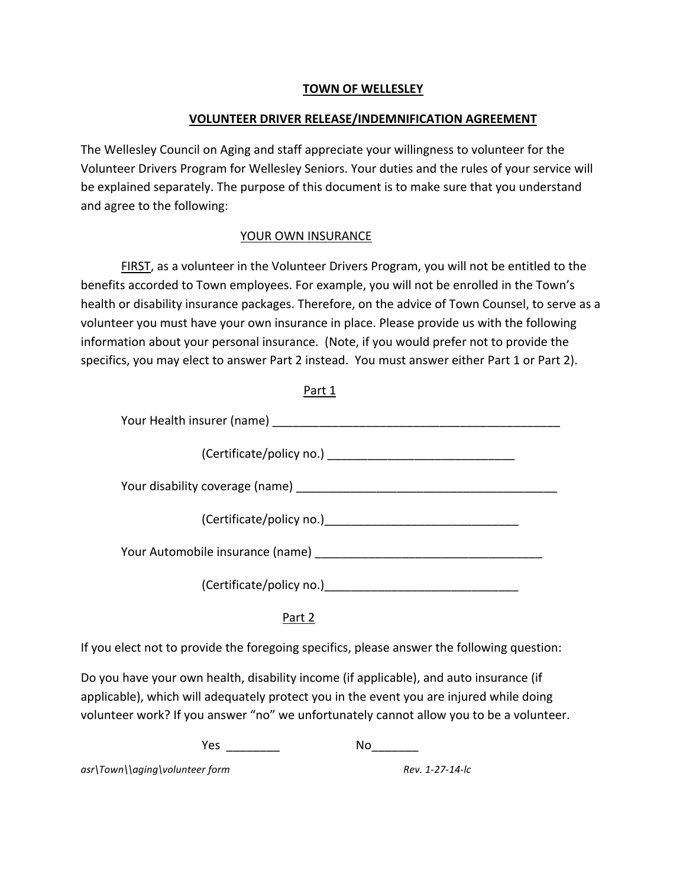# TOWN OF WELLESLEY

## VOLUNTEER DRIVER RELEASE/INDEMNIFICATION AGREEMENT

The Wellesley Council on Aging and staff appreciate your willingness to volunteer for the Volunteer Drivers Program for Wellesley Seniors. Your duties and the rules of your service will be explained separately. The purpose of this document is to make sure that you understand and agree to the following:

### YOUR OWN INSURANCE

FIRST, as a volunteer in the Volunteer Drivers Program, you will not be entitled to the benefits accorded to Town employees. For example, you will not be enrolled in the Town's health or disability insurance packages. Therefore, on the advice of Town Counsel, to serve as a volunteer you must have your own insurance in place. Please provide us with the following information about your personal insurance. (Note, if you would prefer not to provide the specifics, you may elect to answer Part 2 instead. You must answer either Part 1 or Part 2).

#### Part 1

Your Health insurer (name) ____________________________________________

(Certificate/policy no.) ____________________________

Your disability coverage (name) ________________________________________

(Certificate/policy no.)_____________________________

Your Automobile insurance (name) ___________________________________

(Certificate/policy no.)_____________________________

#### Part 2

If you elect not to provide the foregoing specifics, please answer the following question:

Do you have your own health, disability income (if applicable), and auto insurance (if applicable), which will adequately protect you in the event you are injured while doing volunteer work? If you answer "no" we unfortunately cannot allow you to be a volunteer.

Yes ________ No_______

*asr\Town\\aging\volunteer form* *Rev. 1-27-14-lc*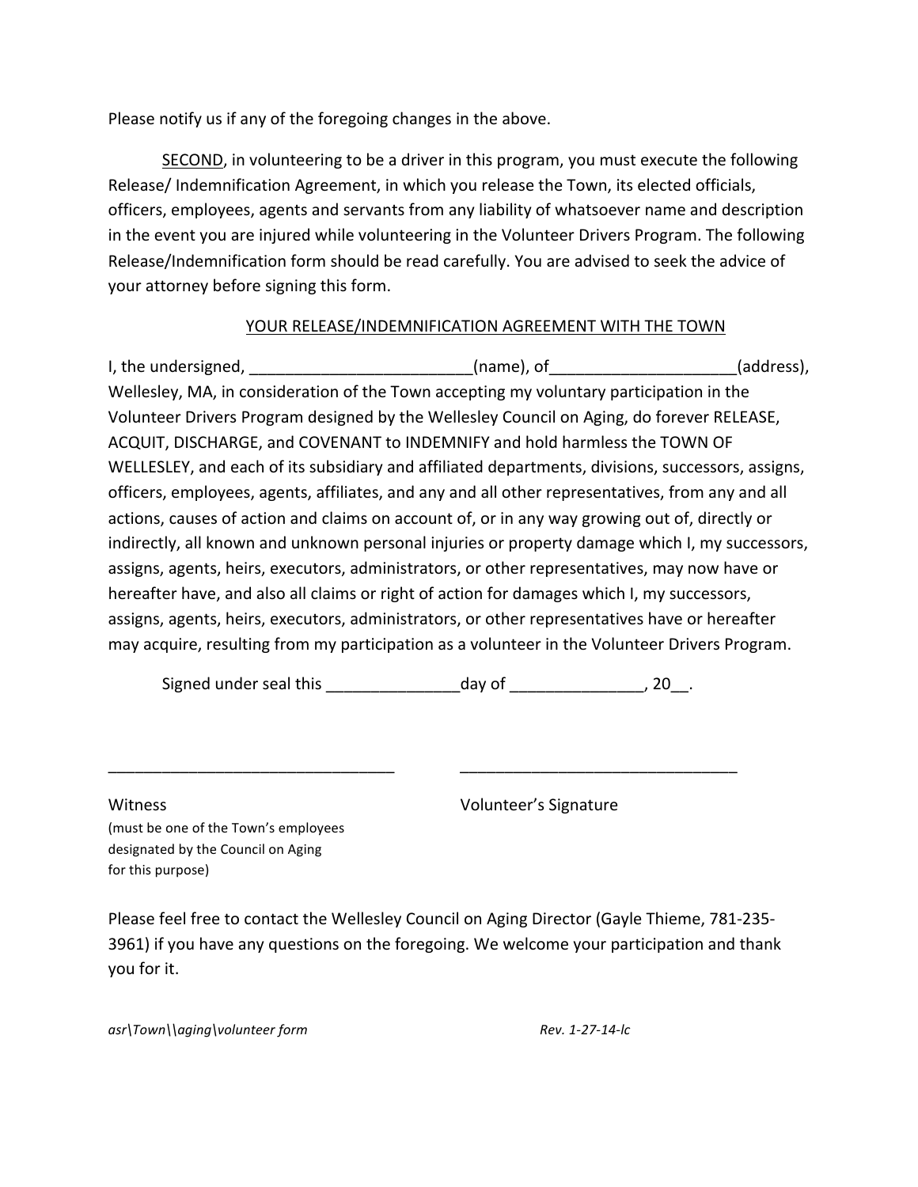Please notify us if any of the foregoing changes in the above.

SECOND, in volunteering to be a driver in this program, you must execute the following Release/ Indemnification Agreement, in which you release the Town, its elected officials, officers, employees, agents and servants from any liability of whatsoever name and description in the event you are injured while volunteering in the Volunteer Drivers Program. The following Release/Indemnification form should be read carefully. You are advised to seek the advice of your attorney before signing this form.

YOUR RELEASE/INDEMNIFICATION AGREEMENT WITH THE TOWN

I, the undersigned, ________________________(name), of____________________(address), Wellesley, MA, in consideration of the Town accepting my voluntary participation in the Volunteer Drivers Program designed by the Wellesley Council on Aging, do forever RELEASE, ACQUIT, DISCHARGE, and COVENANT to INDEMNIFY and hold harmless the TOWN OF WELLESLEY, and each of its subsidiary and affiliated departments, divisions, successors, assigns, officers, employees, agents, affiliates, and any and all other representatives, from any and all actions, causes of action and claims on account of, or in any way growing out of, directly or indirectly, all known and unknown personal injuries or property damage which I, my successors, assigns, agents, heirs, executors, administrators, or other representatives, may now have or hereafter have, and also all claims or right of action for damages which I, my successors, assigns, agents, heirs, executors, administrators, or other representatives have or hereafter may acquire, resulting from my participation as a volunteer in the Volunteer Drivers Program.

Signed under seal this ______________day of ______________, 20__.

_______________________________ _______________________________

Witness
(must be one of the Town's employees designated by the Council on Aging for this purpose)

Volunteer's Signature

Please feel free to contact the Wellesley Council on Aging Director (Gayle Thieme, 781-235-3961) if you have any questions on the foregoing. We welcome your participation and thank you for it.

*asr\Town\\aging\volunteer form* *Rev. 1-27-14-lc*